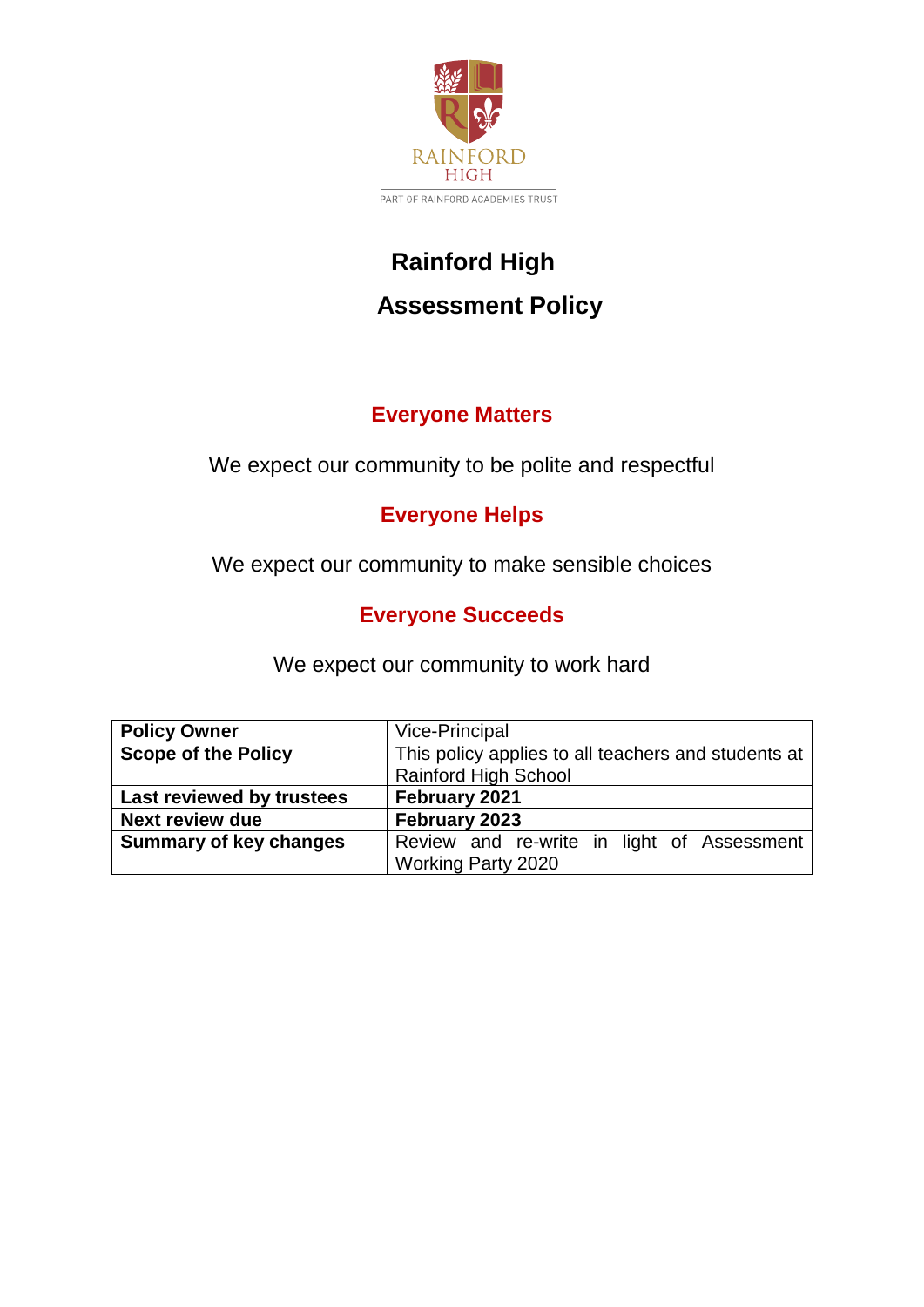RAINFORD HIGH

PART OF RAINFORD ACADEMIES TRUST

# Rainford High

# Assessment Policy

## Everyone Matters

We expect our community to be polite and respectful

## Everyone Helps

We expect our community to make sensible choices

## Everyone Succeeds

We expect our community to work hard

| **Policy Owner** | Vice-Principal |
|---|---|
| **Scope of the Policy** | This policy applies to all teachers and students at Rainford High School |
| **Last reviewed by trustees** | **February 2021** |
| **Next review due** | **February 2023** |
| **Summary of key changes** | Review and re-write in light of Assessment Working Party 2020 |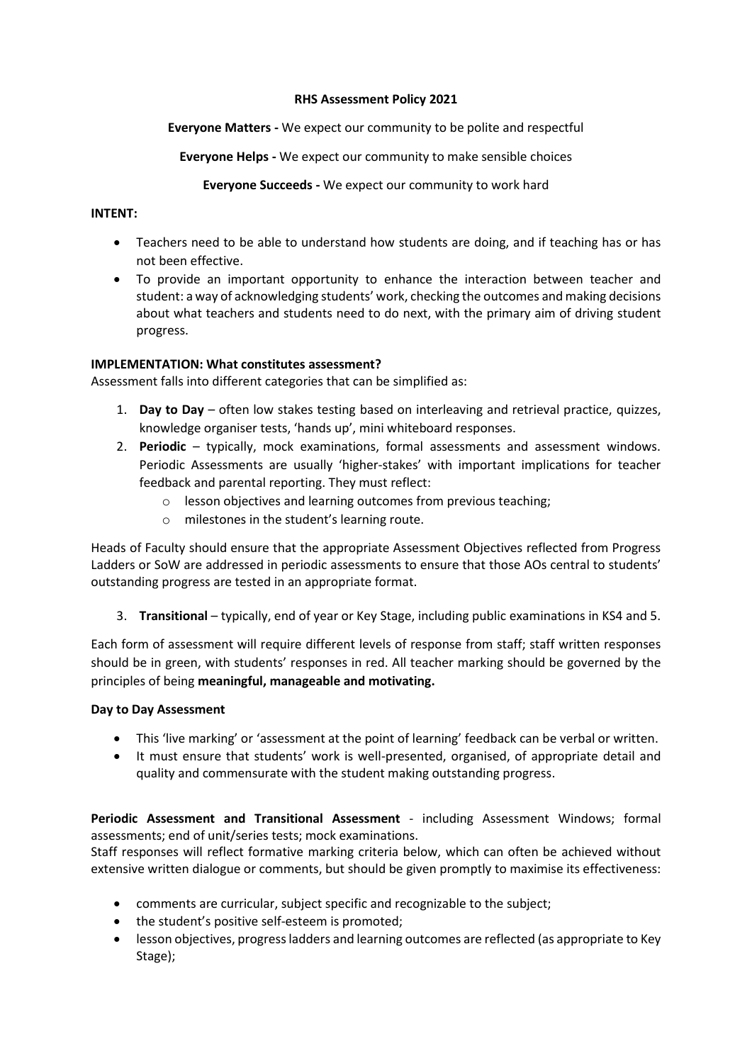**RHS Assessment Policy 2021**

**Everyone Matters -** We expect our community to be polite and respectful

**Everyone Helps -** We expect our community to make sensible choices

**Everyone Succeeds -** We expect our community to work hard

**INTENT:**

- Teachers need to be able to understand how students are doing, and if teaching has or has not been effective.
- To provide an important opportunity to enhance the interaction between teacher and student: a way of acknowledging students' work, checking the outcomes and making decisions about what teachers and students need to do next, with the primary aim of driving student progress.

**IMPLEMENTATION: What constitutes assessment?**

Assessment falls into different categories that can be simplified as:

1. **Day to Day** – often low stakes testing based on interleaving and retrieval practice, quizzes, knowledge organiser tests, 'hands up', mini whiteboard responses.
2. **Periodic** – typically, mock examinations, formal assessments and assessment windows. Periodic Assessments are usually 'higher-stakes' with important implications for teacher feedback and parental reporting. They must reflect:
    - lesson objectives and learning outcomes from previous teaching;
    - milestones in the student's learning route.

Heads of Faculty should ensure that the appropriate Assessment Objectives reflected from Progress Ladders or SoW are addressed in periodic assessments to ensure that those AOs central to students' outstanding progress are tested in an appropriate format.

3. **Transitional** – typically, end of year or Key Stage, including public examinations in KS4 and 5.

Each form of assessment will require different levels of response from staff; staff written responses should be in green, with students' responses in red. All teacher marking should be governed by the principles of being **meaningful, manageable and motivating.**

**Day to Day Assessment**

- This 'live marking' or 'assessment at the point of learning' feedback can be verbal or written.
- It must ensure that students' work is well-presented, organised, of appropriate detail and quality and commensurate with the student making outstanding progress.

**Periodic Assessment and Transitional Assessment** - including Assessment Windows; formal assessments; end of unit/series tests; mock examinations.

Staff responses will reflect formative marking criteria below, which can often be achieved without extensive written dialogue or comments, but should be given promptly to maximise its effectiveness:

- comments are curricular, subject specific and recognizable to the subject;
- the student's positive self-esteem is promoted;
- lesson objectives, progress ladders and learning outcomes are reflected (as appropriate to Key Stage);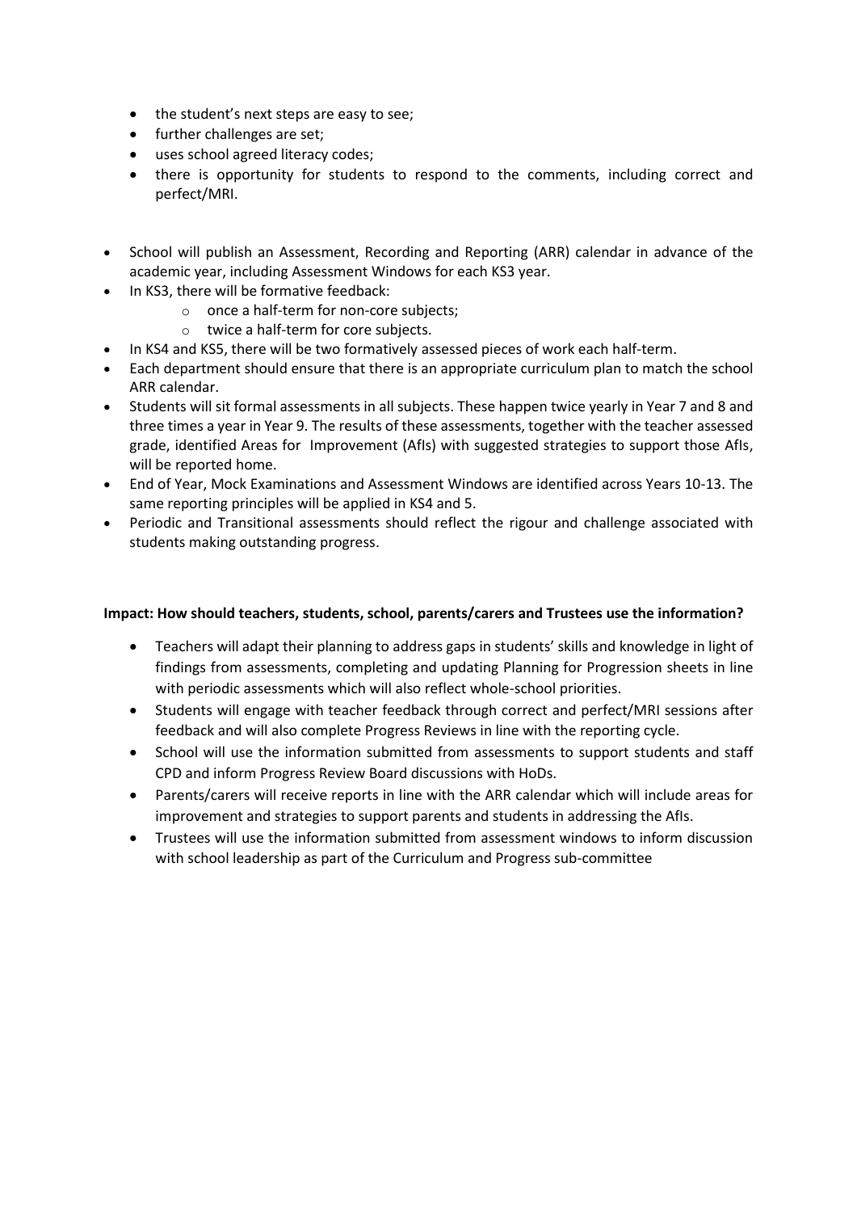- the student's next steps are easy to see;
- further challenges are set;
- uses school agreed literacy codes;
- there is opportunity for students to respond to the comments, including correct and perfect/MRI.

- School will publish an Assessment, Recording and Reporting (ARR) calendar in advance of the academic year, including Assessment Windows for each KS3 year.
- In KS3, there will be formative feedback:
  - once a half-term for non-core subjects;
  - twice a half-term for core subjects.
- In KS4 and KS5, there will be two formatively assessed pieces of work each half-term.
- Each department should ensure that there is an appropriate curriculum plan to match the school ARR calendar.
- Students will sit formal assessments in all subjects. These happen twice yearly in Year 7 and 8 and three times a year in Year 9. The results of these assessments, together with the teacher assessed grade, identified Areas for Improvement (AfIs) with suggested strategies to support those AfIs, will be reported home.
- End of Year, Mock Examinations and Assessment Windows are identified across Years 10-13. The same reporting principles will be applied in KS4 and 5.
- Periodic and Transitional assessments should reflect the rigour and challenge associated with students making outstanding progress.

**Impact: How should teachers, students, school, parents/carers and Trustees use the information?**

- Teachers will adapt their planning to address gaps in students' skills and knowledge in light of findings from assessments, completing and updating Planning for Progression sheets in line with periodic assessments which will also reflect whole-school priorities.
- Students will engage with teacher feedback through correct and perfect/MRI sessions after feedback and will also complete Progress Reviews in line with the reporting cycle.
- School will use the information submitted from assessments to support students and staff CPD and inform Progress Review Board discussions with HoDs.
- Parents/carers will receive reports in line with the ARR calendar which will include areas for improvement and strategies to support parents and students in addressing the AfIs.
- Trustees will use the information submitted from assessment windows to inform discussion with school leadership as part of the Curriculum and Progress sub-committee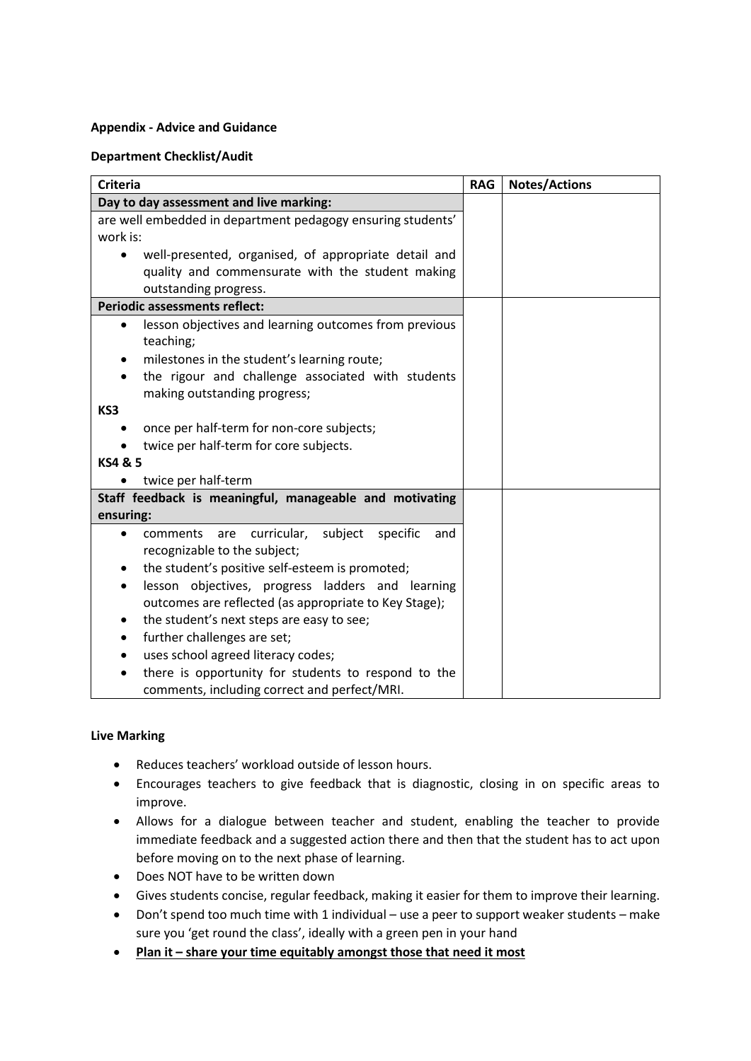**Appendix - Advice and Guidance**

**Department Checklist/Audit**

| Criteria | RAG | Notes/Actions |
| --- | --- | --- |
| **Day to day assessment and live marking:** | | |
| are well embedded in department pedagogy ensuring students' work is:<br>• well-presented, organised, of appropriate detail and quality and commensurate with the student making outstanding progress. | | |
| **Periodic assessments reflect:** | | |
| • lesson objectives and learning outcomes from previous teaching;<br>• milestones in the student's learning route;<br>• the rigour and challenge associated with students making outstanding progress;<br>**KS3**<br>• once per half-term for non-core subjects;<br>• twice per half-term for core subjects.<br>**KS4 & 5**<br>• twice per half-term | | |
| **Staff feedback is meaningful, manageable and motivating ensuring:** | | |
| • comments are curricular, subject specific and recognizable to the subject;<br>• the student's positive self-esteem is promoted;<br>• lesson objectives, progress ladders and learning outcomes are reflected (as appropriate to Key Stage);<br>• the student's next steps are easy to see;<br>• further challenges are set;<br>• uses school agreed literacy codes;<br>• there is opportunity for students to respond to the comments, including correct and perfect/MRI. | | |

**Live Marking**

- Reduces teachers' workload outside of lesson hours.
- Encourages teachers to give feedback that is diagnostic, closing in on specific areas to improve.
- Allows for a dialogue between teacher and student, enabling the teacher to provide immediate feedback and a suggested action there and then that the student has to act upon before moving on to the next phase of learning.
- Does NOT have to be written down
- Gives students concise, regular feedback, making it easier for them to improve their learning.
- Don't spend too much time with 1 individual – use a peer to support weaker students – make sure you 'get round the class', ideally with a green pen in your hand
- <u>**Plan it – share your time equitably amongst those that need it most**</u>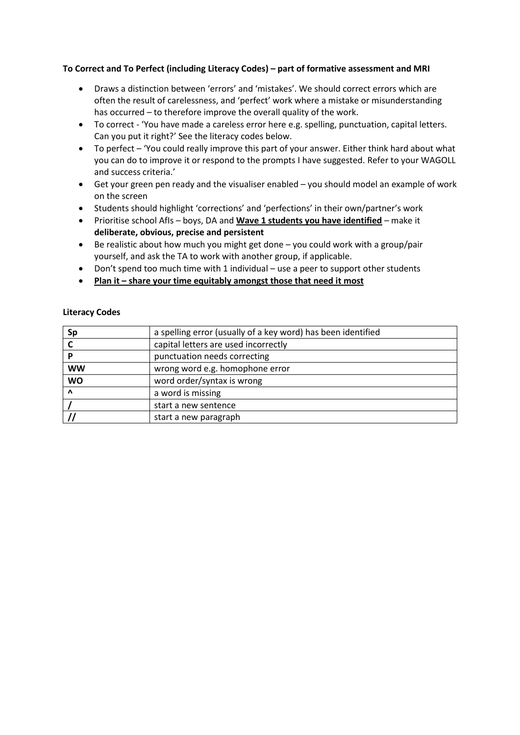**To Correct and To Perfect (including Literacy Codes) – part of formative assessment and MRI**

- Draws a distinction between 'errors' and 'mistakes'. We should correct errors which are often the result of carelessness, and 'perfect' work where a mistake or misunderstanding has occurred – to therefore improve the overall quality of the work.
- To correct - 'You have made a careless error here e.g. spelling, punctuation, capital letters. Can you put it right?' See the literacy codes below.
- To perfect – 'You could really improve this part of your answer. Either think hard about what you can do to improve it or respond to the prompts I have suggested. Refer to your WAGOLL and success criteria.'
- Get your green pen ready and the visualiser enabled – you should model an example of work on the screen
- Students should highlight 'corrections' and 'perfections' in their own/partner's work
- Prioritise school AfIs – boys, DA and **Wave 1 students you have identified** – make it **deliberate, obvious, precise and persistent**
- Be realistic about how much you might get done – you could work with a group/pair yourself, and ask the TA to work with another group, if applicable.
- Don't spend too much time with 1 individual – use a peer to support other students
- **Plan it – share your time equitably amongst those that need it most**

**Literacy Codes**

| | |
|---|---|
| **Sp** | a spelling error (usually of a key word) has been identified |
| **C** | capital letters are used incorrectly |
| **P** | punctuation needs correcting |
| **WW** | wrong word e.g. homophone error |
| **WO** | word order/syntax is wrong |
| **^** | a word is missing |
| **/** | start a new sentence |
| **//** | start a new paragraph |